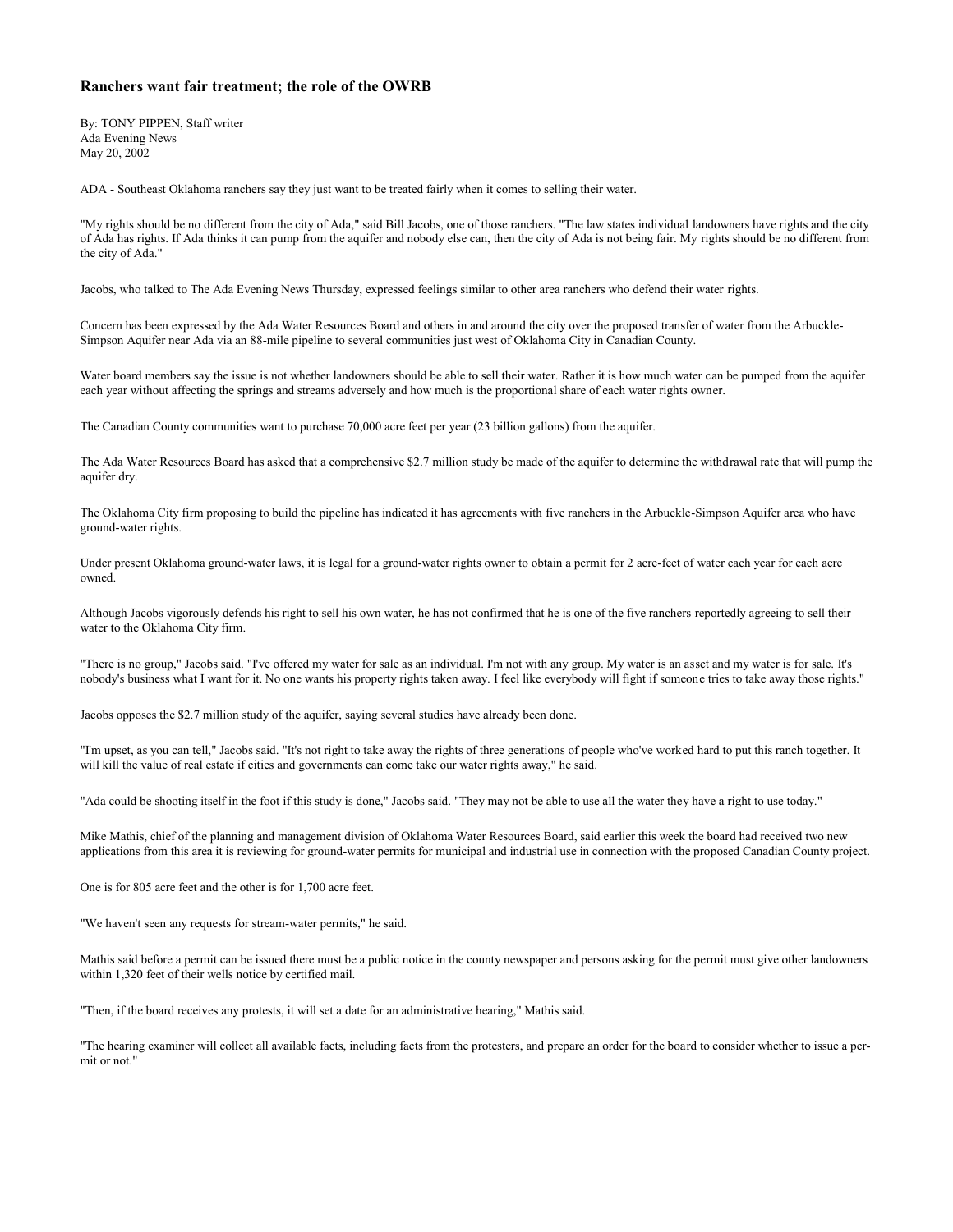# Ranchers want fair treatment; the role of the OWRB

By: TONY PIPPEN, Staff writer
Ada Evening News
May 20, 2002

ADA - Southeast Oklahoma ranchers say they just want to be treated fairly when it comes to selling their water.

"My rights should be no different from the city of Ada," said Bill Jacobs, one of those ranchers. "The law states individual landowners have rights and the city of Ada has rights. If Ada thinks it can pump from the aquifer and nobody else can, then the city of Ada is not being fair. My rights should be no different from the city of Ada."

Jacobs, who talked to The Ada Evening News Thursday, expressed feelings similar to other area ranchers who defend their water rights.

Concern has been expressed by the Ada Water Resources Board and others in and around the city over the proposed transfer of water from the Arbuckle-Simpson Aquifer near Ada via an 88-mile pipeline to several communities just west of Oklahoma City in Canadian County.

Water board members say the issue is not whether landowners should be able to sell their water. Rather it is how much water can be pumped from the aquifer each year without affecting the springs and streams adversely and how much is the proportional share of each water rights owner.

The Canadian County communities want to purchase 70,000 acre feet per year (23 billion gallons) from the aquifer.

The Ada Water Resources Board has asked that a comprehensive $2.7 million study be made of the aquifer to determine the withdrawal rate that will pump the aquifer dry.

The Oklahoma City firm proposing to build the pipeline has indicated it has agreements with five ranchers in the Arbuckle-Simpson Aquifer area who have ground-water rights.

Under present Oklahoma ground-water laws, it is legal for a ground-water rights owner to obtain a permit for 2 acre-feet of water each year for each acre owned.

Although Jacobs vigorously defends his right to sell his own water, he has not confirmed that he is one of the five ranchers reportedly agreeing to sell their water to the Oklahoma City firm.

"There is no group," Jacobs said. "I've offered my water for sale as an individual. I'm not with any group. My water is an asset and my water is for sale. It's nobody's business what I want for it. No one wants his property rights taken away. I feel like everybody will fight if someone tries to take away those rights."

Jacobs opposes the $2.7 million study of the aquifer, saying several studies have already been done.

"I'm upset, as you can tell," Jacobs said. "It's not right to take away the rights of three generations of people who've worked hard to put this ranch together. It will kill the value of real estate if cities and governments can come take our water rights away," he said.

"Ada could be shooting itself in the foot if this study is done," Jacobs said. "They may not be able to use all the water they have a right to use today."

Mike Mathis, chief of the planning and management division of Oklahoma Water Resources Board, said earlier this week the board had received two new applications from this area it is reviewing for ground-water permits for municipal and industrial use in connection with the proposed Canadian County project.

One is for 805 acre feet and the other is for 1,700 acre feet.

"We haven't seen any requests for stream-water permits," he said.

Mathis said before a permit can be issued there must be a public notice in the county newspaper and persons asking for the permit must give other landowners within 1,320 feet of their wells notice by certified mail.

"Then, if the board receives any protests, it will set a date for an administrative hearing," Mathis said.

"The hearing examiner will collect all available facts, including facts from the protesters, and prepare an order for the board to consider whether to issue a permit or not."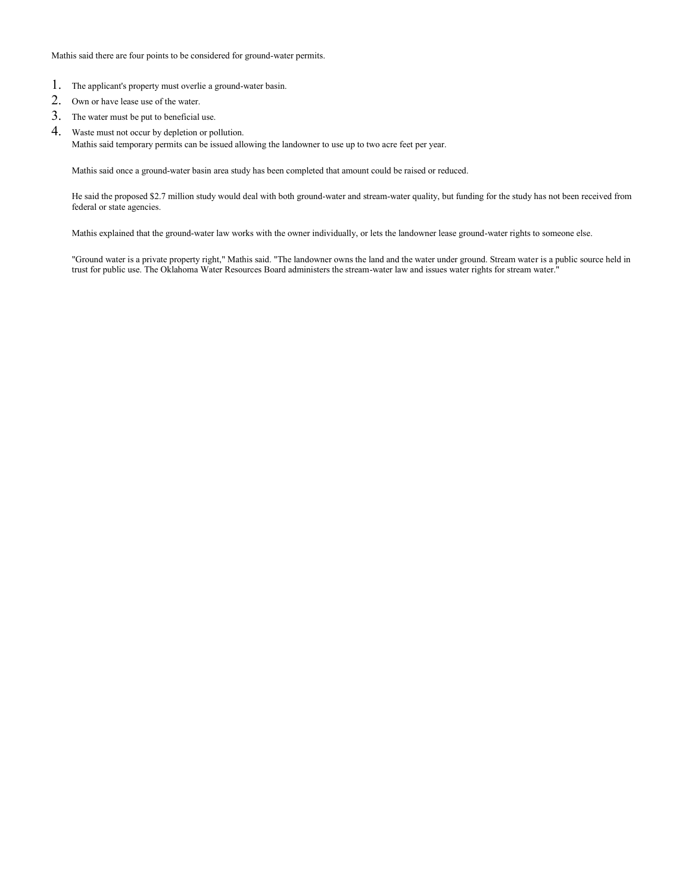Mathis said there are four points to be considered for ground-water permits.

1. The applicant's property must overlie a ground-water basin.
2. Own or have lease use of the water.
3. The water must be put to beneficial use.
4. Waste must not occur by depletion or pollution.

Mathis said temporary permits can be issued allowing the landowner to use up to two acre feet per year.

Mathis said once a ground-water basin area study has been completed that amount could be raised or reduced.

He said the proposed $2.7 million study would deal with both ground-water and stream-water quality, but funding for the study has not been received from federal or state agencies.

Mathis explained that the ground-water law works with the owner individually, or lets the landowner lease ground-water rights to someone else.

"Ground water is a private property right," Mathis said. "The landowner owns the land and the water under ground. Stream water is a public source held in trust for public use. The Oklahoma Water Resources Board administers the stream-water law and issues water rights for stream water."